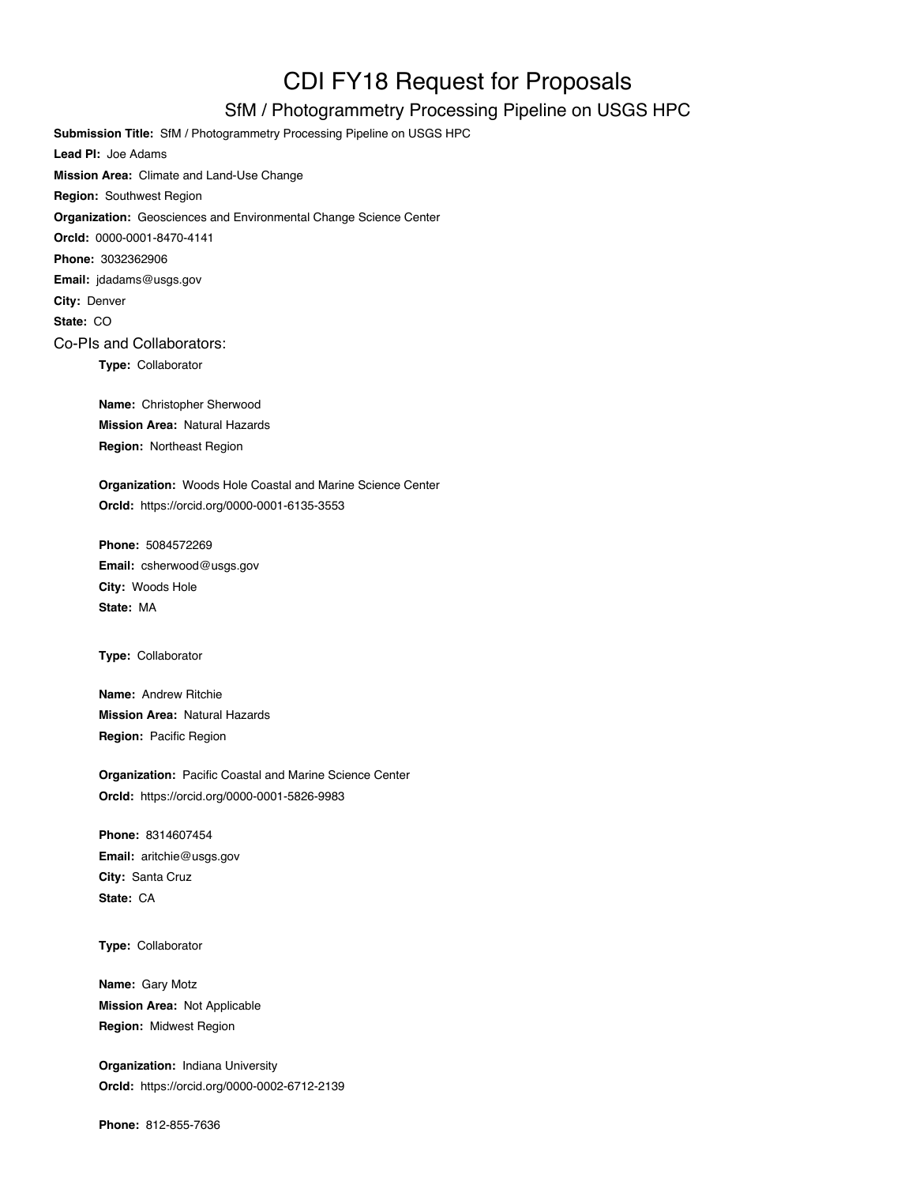# CDI FY18 Request for Proposals

## SfM / Photogrammetry Processing Pipeline on USGS HPC

**Submission Title:** SfM / Photogrammetry Processing Pipeline on USGS HPC

**Lead PI:** Joe Adams

**Mission Area:** Climate and Land-Use Change

**Region:** Southwest Region

**Organization:** Geosciences and Environmental Change Science Center

**OrcId:** 0000-0001-8470-4141

**Phone:** 3032362906

**Email:** jdadams@usgs.gov

**City:** Denver

**State:** CO

### Co-PIs and Collaborators:

**Type:** Collaborator

**Name:** Christopher Sherwood

**Mission Area:** Natural Hazards

**Region:** Northeast Region

**Organization:** Woods Hole Coastal and Marine Science Center

**OrcId:** https://orcid.org/0000-0001-6135-3553

**Phone:** 5084572269

**Email:** csherwood@usgs.gov

**City:** Woods Hole

**State:** MA

**Type:** Collaborator

**Name:** Andrew Ritchie

**Mission Area:** Natural Hazards

**Region:** Pacific Region

**Organization:** Pacific Coastal and Marine Science Center

**OrcId:** https://orcid.org/0000-0001-5826-9983

**Phone:** 8314607454

**Email:** aritchie@usgs.gov

**City:** Santa Cruz

**State:** CA

**Type:** Collaborator

**Name:** Gary Motz

**Mission Area:** Not Applicable

**Region:** Midwest Region

**Organization:** Indiana University

**OrcId:** https://orcid.org/0000-0002-6712-2139

**Phone:** 812-855-7636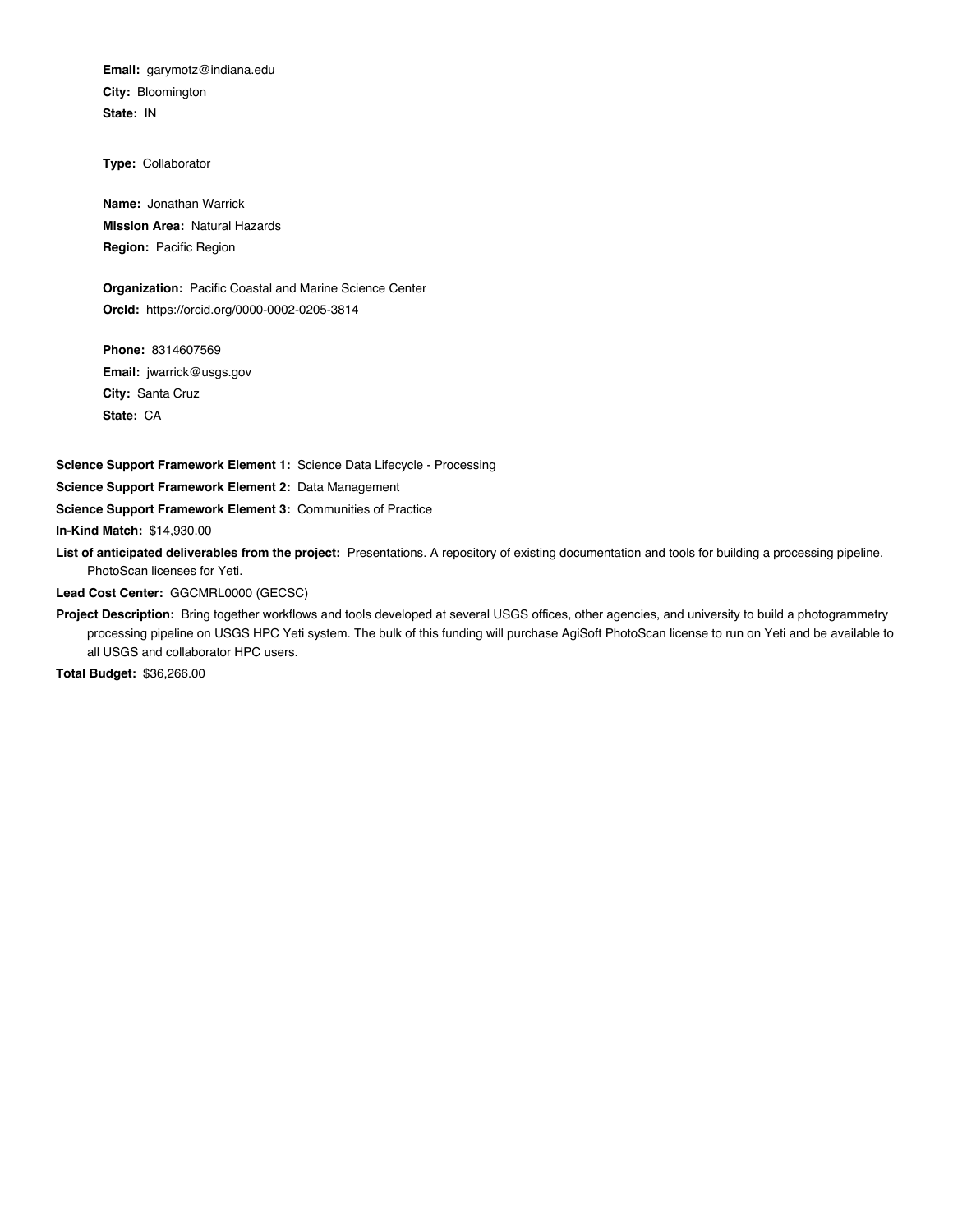**Email:** garymotz@indiana.edu

**City:** Bloomington

**State:** IN

**Type:** Collaborator

**Name:** Jonathan Warrick

**Mission Area:** Natural Hazards

**Region:** Pacific Region

**Organization:** Pacific Coastal and Marine Science Center

**OrcId:** https://orcid.org/0000-0002-0205-3814

**Phone:** 8314607569

**Email:** jwarrick@usgs.gov

**City:** Santa Cruz

**State:** CA

**Science Support Framework Element 1:** Science Data Lifecycle - Processing

**Science Support Framework Element 2:** Data Management

**Science Support Framework Element 3:** Communities of Practice

**In-Kind Match:** $14,930.00

**List of anticipated deliverables from the project:** Presentations. A repository of existing documentation and tools for building a processing pipeline. PhotoScan licenses for Yeti.

**Lead Cost Center:** GGCMRL0000 (GECSC)

**Project Description:** Bring together workflows and tools developed at several USGS offices, other agencies, and university to build a photogrammetry processing pipeline on USGS HPC Yeti system. The bulk of this funding will purchase AgiSoft PhotoScan license to run on Yeti and be available to all USGS and collaborator HPC users.

**Total Budget:** $36,266.00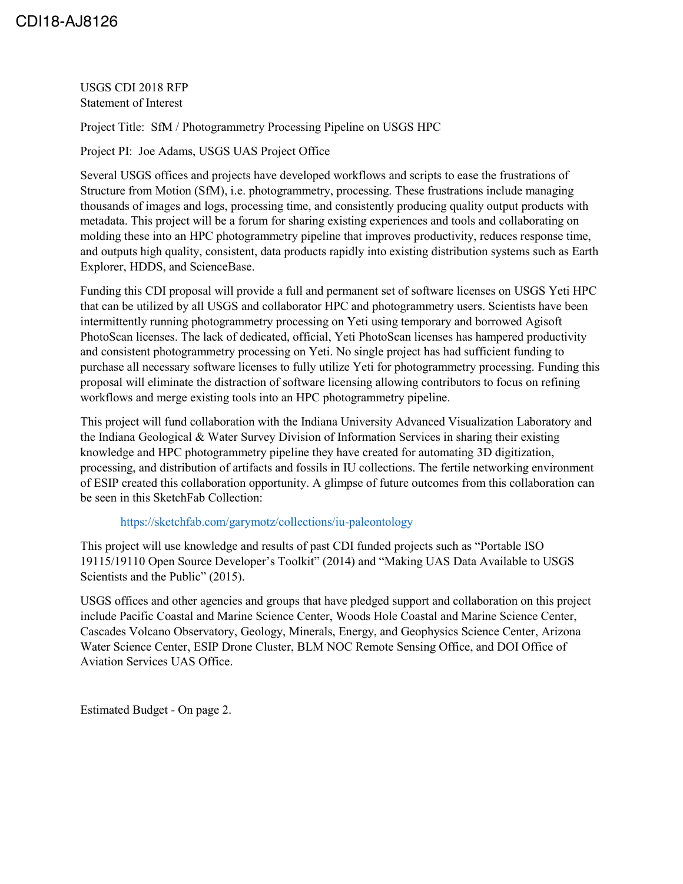CDI18-AJ8126

USGS CDI 2018 RFP
Statement of Interest

Project Title: SfM / Photogrammetry Processing Pipeline on USGS HPC

Project PI: Joe Adams, USGS UAS Project Office

Several USGS offices and projects have developed workflows and scripts to ease the frustrations of Structure from Motion (SfM), i.e. photogrammetry, processing. These frustrations include managing thousands of images and logs, processing time, and consistently producing quality output products with metadata. This project will be a forum for sharing existing experiences and tools and collaborating on molding these into an HPC photogrammetry pipeline that improves productivity, reduces response time, and outputs high quality, consistent, data products rapidly into existing distribution systems such as Earth Explorer, HDDS, and ScienceBase.

Funding this CDI proposal will provide a full and permanent set of software licenses on USGS Yeti HPC that can be utilized by all USGS and collaborator HPC and photogrammetry users. Scientists have been intermittently running photogrammetry processing on Yeti using temporary and borrowed Agisoft PhotoScan licenses. The lack of dedicated, official, Yeti PhotoScan licenses has hampered productivity and consistent photogrammetry processing on Yeti. No single project has had sufficient funding to purchase all necessary software licenses to fully utilize Yeti for photogrammetry processing. Funding this proposal will eliminate the distraction of software licensing allowing contributors to focus on refining workflows and merge existing tools into an HPC photogrammetry pipeline.

This project will fund collaboration with the Indiana University Advanced Visualization Laboratory and the Indiana Geological & Water Survey Division of Information Services in sharing their existing knowledge and HPC photogrammetry pipeline they have created for automating 3D digitization, processing, and distribution of artifacts and fossils in IU collections. The fertile networking environment of ESIP created this collaboration opportunity. A glimpse of future outcomes from this collaboration can be seen in this SketchFab Collection:

> https://sketchfab.com/garymotz/collections/iu-paleontology

This project will use knowledge and results of past CDI funded projects such as "Portable ISO 19115/19110 Open Source Developer's Toolkit" (2014) and "Making UAS Data Available to USGS Scientists and the Public" (2015).

USGS offices and other agencies and groups that have pledged support and collaboration on this project include Pacific Coastal and Marine Science Center, Woods Hole Coastal and Marine Science Center, Cascades Volcano Observatory, Geology, Minerals, Energy, and Geophysics Science Center, Arizona Water Science Center, ESIP Drone Cluster, BLM NOC Remote Sensing Office, and DOI Office of Aviation Services UAS Office.

Estimated Budget - On page 2.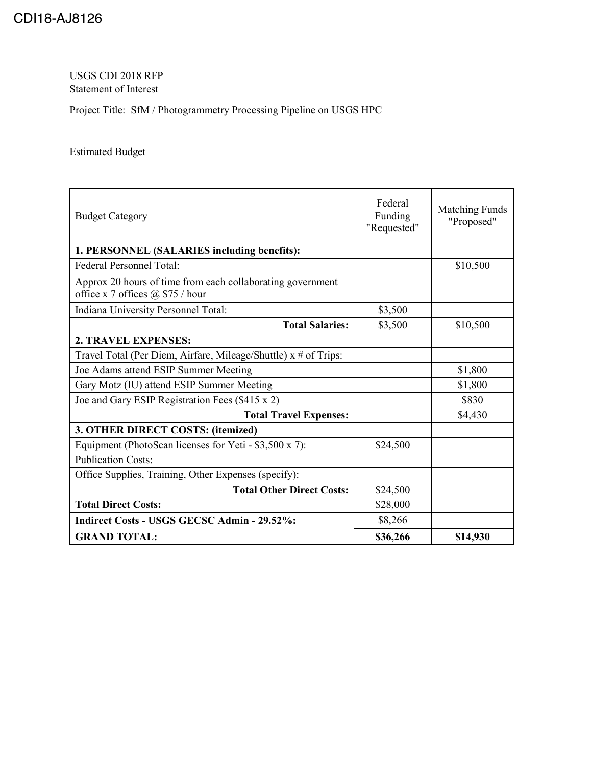CDI18-AJ8126

USGS CDI 2018 RFP
Statement of Interest

Project Title: SfM / Photogrammetry Processing Pipeline on USGS HPC

Estimated Budget

| Budget Category | Federal Funding "Requested" | Matching Funds "Proposed" |
|---|---|---|
| **1. PERSONNEL (SALARIES including benefits):** | | |
| Federal Personnel Total: | | $10,500 |
| Approx 20 hours of time from each collaborating government office x 7 offices @ $75 / hour | | |
| Indiana University Personnel Total: | $3,500 | |
| **Total Salaries:** | $3,500 | $10,500 |
| **2. TRAVEL EXPENSES:** | | |
| Travel Total (Per Diem, Airfare, Mileage/Shuttle) x # of Trips: | | |
| Joe Adams attend ESIP Summer Meeting | | $1,800 |
| Gary Motz (IU) attend ESIP Summer Meeting | | $1,800 |
| Joe and Gary ESIP Registration Fees ($415 x 2) | | $830 |
| **Total Travel Expenses:** | | $4,430 |
| **3. OTHER DIRECT COSTS: (itemized)** | | |
| Equipment (PhotoScan licenses for Yeti - $3,500 x 7): | $24,500 | |
| Publication Costs: | | |
| Office Supplies, Training, Other Expenses (specify): | | |
| **Total Other Direct Costs:** | $24,500 | |
| **Total Direct Costs:** | $28,000 | |
| **Indirect Costs - USGS GECSC Admin - 29.52%:** | $8,266 | |
| **GRAND TOTAL:** | **$36,266** | **$14,930** |